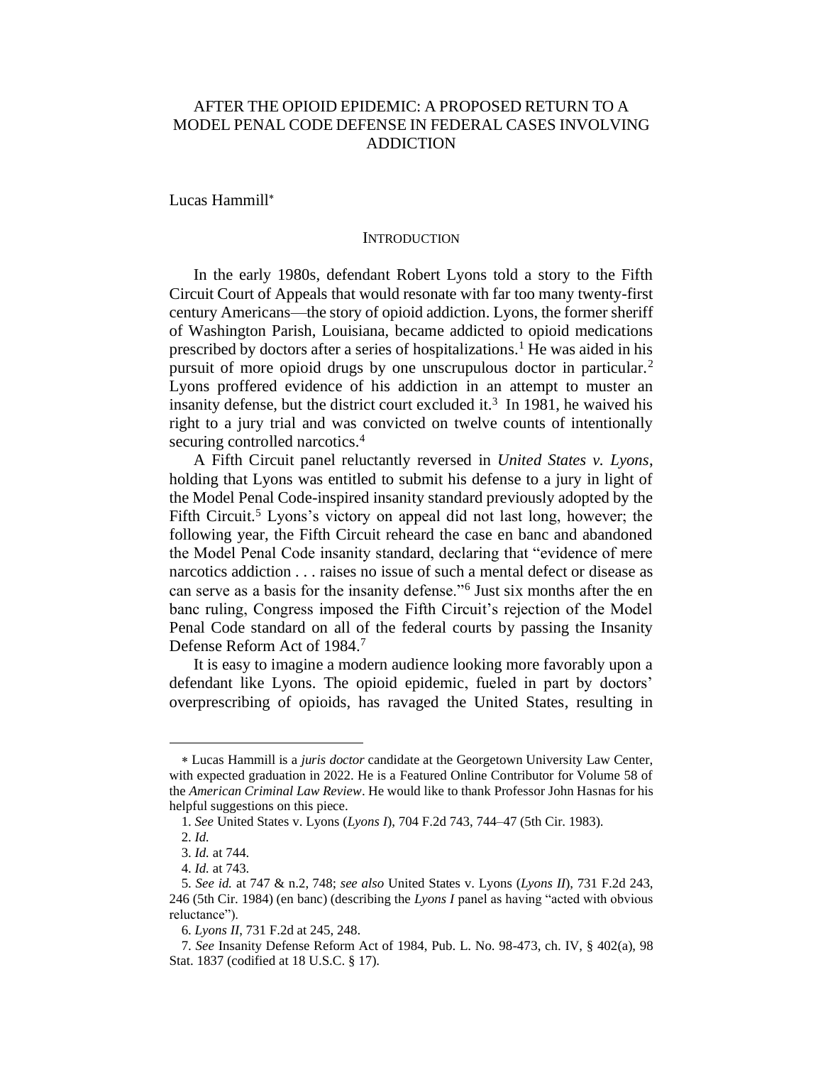# AFTER THE OPIOID EPIDEMIC: A PROPOSED RETURN TO A MODEL PENAL CODE DEFENSE IN FEDERAL CASES INVOLVING ADDICTION

Lucas Hammill*

## INTRODUCTION

In the early 1980s, defendant Robert Lyons told a story to the Fifth Circuit Court of Appeals that would resonate with far too many twenty-first century Americans—the story of opioid addiction. Lyons, the former sheriff of Washington Parish, Louisiana, became addicted to opioid medications prescribed by doctors after a series of hospitalizations.[1] He was aided in his pursuit of more opioid drugs by one unscrupulous doctor in particular.[2] Lyons proffered evidence of his addiction in an attempt to muster an insanity defense, but the district court excluded it.[3] In 1981, he waived his right to a jury trial and was convicted on twelve counts of intentionally securing controlled narcotics.[4]

A Fifth Circuit panel reluctantly reversed in *United States v. Lyons*, holding that Lyons was entitled to submit his defense to a jury in light of the Model Penal Code-inspired insanity standard previously adopted by the Fifth Circuit.[5] Lyons's victory on appeal did not last long, however; the following year, the Fifth Circuit reheard the case en banc and abandoned the Model Penal Code insanity standard, declaring that "evidence of mere narcotics addiction . . . raises no issue of such a mental defect or disease as can serve as a basis for the insanity defense."[6] Just six months after the en banc ruling, Congress imposed the Fifth Circuit's rejection of the Model Penal Code standard on all of the federal courts by passing the Insanity Defense Reform Act of 1984.[7]

It is easy to imagine a modern audience looking more favorably upon a defendant like Lyons. The opioid epidemic, fueled in part by doctors' overprescribing of opioids, has ravaged the United States, resulting in

---

* Lucas Hammill is a *juris doctor* candidate at the Georgetown University Law Center, with expected graduation in 2022. He is a Featured Online Contributor for Volume 58 of the *American Criminal Law Review*. He would like to thank Professor John Hasnas for his helpful suggestions on this piece.

1. *See* United States v. Lyons (*Lyons I*), 704 F.2d 743, 744–47 (5th Cir. 1983).

2. *Id.*

3. *Id.* at 744.

4. *Id.* at 743.

5. *See id.* at 747 & n.2, 748; *see also* United States v. Lyons (*Lyons II*), 731 F.2d 243, 246 (5th Cir. 1984) (en banc) (describing the *Lyons I* panel as having "acted with obvious reluctance").

6. *Lyons II*, 731 F.2d at 245, 248.

7. *See* Insanity Defense Reform Act of 1984, Pub. L. No. 98-473, ch. IV, § 402(a), 98 Stat. 1837 (codified at 18 U.S.C. § 17).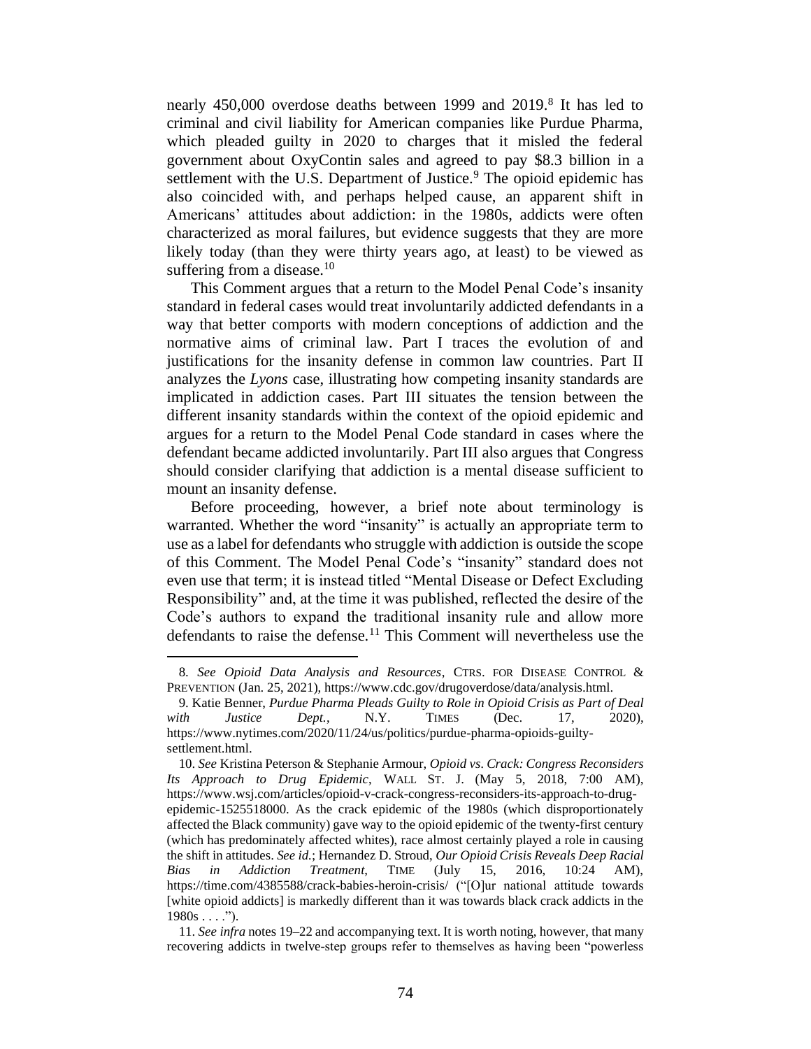nearly 450,000 overdose deaths between 1999 and 2019.[8] It has led to criminal and civil liability for American companies like Purdue Pharma, which pleaded guilty in 2020 to charges that it misled the federal government about OxyContin sales and agreed to pay $8.3 billion in a settlement with the U.S. Department of Justice.[9] The opioid epidemic has also coincided with, and perhaps helped cause, an apparent shift in Americans' attitudes about addiction: in the 1980s, addicts were often characterized as moral failures, but evidence suggests that they are more likely today (than they were thirty years ago, at least) to be viewed as suffering from a disease.[10]

This Comment argues that a return to the Model Penal Code's insanity standard in federal cases would treat involuntarily addicted defendants in a way that better comports with modern conceptions of addiction and the normative aims of criminal law. Part I traces the evolution of and justifications for the insanity defense in common law countries. Part II analyzes the *Lyons* case, illustrating how competing insanity standards are implicated in addiction cases. Part III situates the tension between the different insanity standards within the context of the opioid epidemic and argues for a return to the Model Penal Code standard in cases where the defendant became addicted involuntarily. Part III also argues that Congress should consider clarifying that addiction is a mental disease sufficient to mount an insanity defense.

Before proceeding, however, a brief note about terminology is warranted. Whether the word "insanity" is actually an appropriate term to use as a label for defendants who struggle with addiction is outside the scope of this Comment. The Model Penal Code's "insanity" standard does not even use that term; it is instead titled "Mental Disease or Defect Excluding Responsibility" and, at the time it was published, reflected the desire of the Code's authors to expand the traditional insanity rule and allow more defendants to raise the defense.[11] This Comment will nevertheless use the

---

8. *See Opioid Data Analysis and Resources*, CTRS. FOR DISEASE CONTROL & PREVENTION (Jan. 25, 2021), https://www.cdc.gov/drugoverdose/data/analysis.html.

9. Katie Benner, *Purdue Pharma Pleads Guilty to Role in Opioid Crisis as Part of Deal with Justice Dept.*, N.Y. TIMES (Dec. 17, 2020), https://www.nytimes.com/2020/11/24/us/politics/purdue-pharma-opioids-guilty-settlement.html.

10. *See* Kristina Peterson & Stephanie Armour, *Opioid vs. Crack: Congress Reconsiders Its Approach to Drug Epidemic*, WALL ST. J. (May 5, 2018, 7:00 AM), https://www.wsj.com/articles/opioid-v-crack-congress-reconsiders-its-approach-to-drug-epidemic-1525518000. As the crack epidemic of the 1980s (which disproportionately affected the Black community) gave way to the opioid epidemic of the twenty-first century (which has predominately affected whites), race almost certainly played a role in causing the shift in attitudes. *See id.*; Hernandez D. Stroud, *Our Opioid Crisis Reveals Deep Racial Bias in Addiction Treatment*, TIME (July 15, 2016, 10:24 AM), https://time.com/4385588/crack-babies-heroin-crisis/ ("[O]ur national attitude towards [white opioid addicts] is markedly different than it was towards black crack addicts in the 1980s . . . .").

11. *See infra* notes 19–22 and accompanying text. It is worth noting, however, that many recovering addicts in twelve-step groups refer to themselves as having been "powerless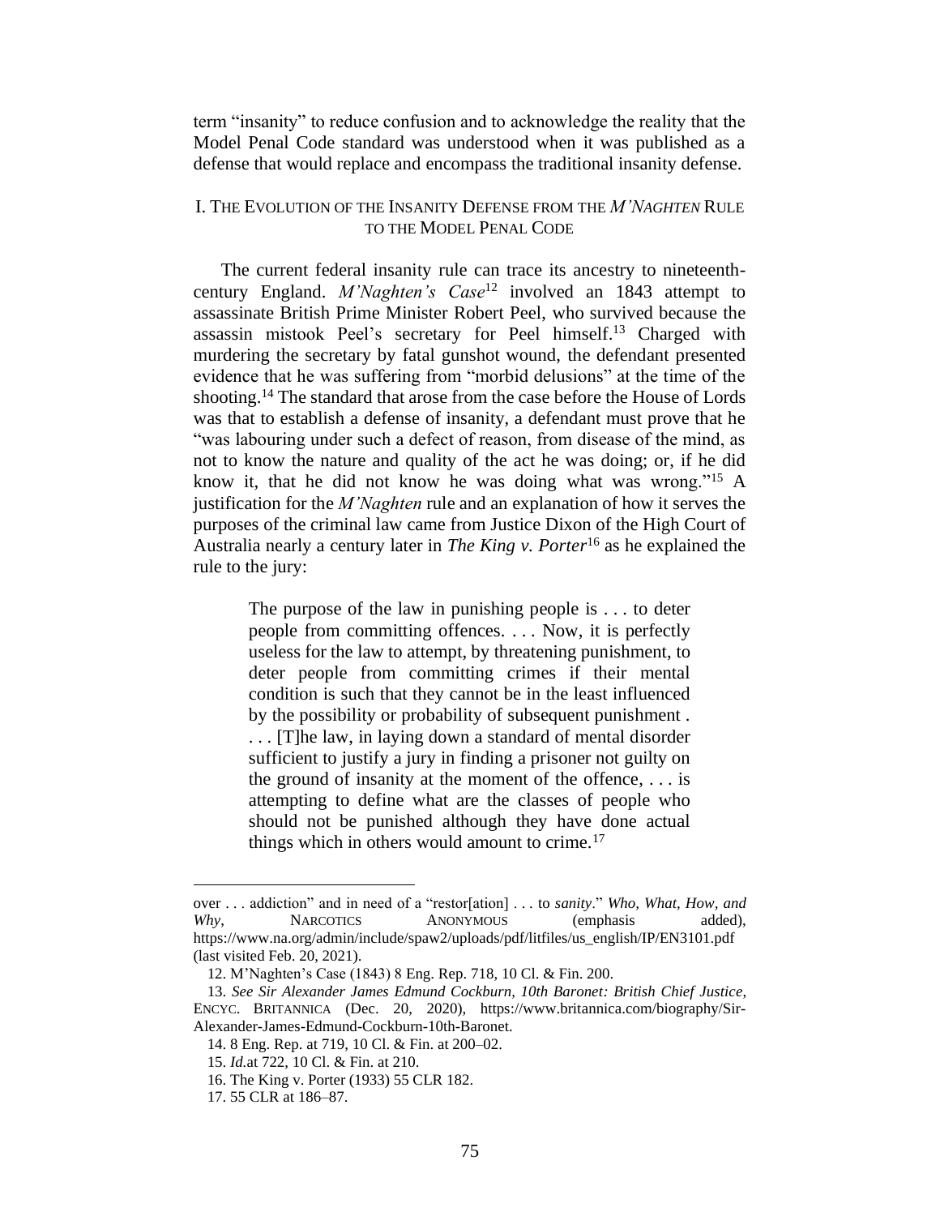term "insanity" to reduce confusion and to acknowledge the reality that the Model Penal Code standard was understood when it was published as a defense that would replace and encompass the traditional insanity defense.

## I. The Evolution of the Insanity Defense from the *M'Naghten* Rule to the Model Penal Code

The current federal insanity rule can trace its ancestry to nineteenth-century England. *M'Naghten's Case*[12] involved an 1843 attempt to assassinate British Prime Minister Robert Peel, who survived because the assassin mistook Peel's secretary for Peel himself.[13] Charged with murdering the secretary by fatal gunshot wound, the defendant presented evidence that he was suffering from "morbid delusions" at the time of the shooting.[14] The standard that arose from the case before the House of Lords was that to establish a defense of insanity, a defendant must prove that he "was labouring under such a defect of reason, from disease of the mind, as not to know the nature and quality of the act he was doing; or, if he did know it, that he did not know he was doing what was wrong."[15] A justification for the *M'Naghten* rule and an explanation of how it serves the purposes of the criminal law came from Justice Dixon of the High Court of Australia nearly a century later in *The King v. Porter*[16] as he explained the rule to the jury:

> The purpose of the law in punishing people is . . . to deter people from committing offences. . . . Now, it is perfectly useless for the law to attempt, by threatening punishment, to deter people from committing crimes if their mental condition is such that they cannot be in the least influenced by the possibility or probability of subsequent punishment . . . . [T]he law, in laying down a standard of mental disorder sufficient to justify a jury in finding a prisoner not guilty on the ground of insanity at the moment of the offence, . . . is attempting to define what are the classes of people who should not be punished although they have done actual things which in others would amount to crime.[17]

---

over . . . addiction" and in need of a "restor[ation] . . . to *sanity*." *Who, What, How, and Why*, Narcotics Anonymous (emphasis added), https://www.na.org/admin/include/spaw2/uploads/pdf/litfiles/us_english/IP/EN3101.pdf (last visited Feb. 20, 2021).

12. M'Naghten's Case (1843) 8 Eng. Rep. 718, 10 Cl. & Fin. 200.

13. *See Sir Alexander James Edmund Cockburn, 10th Baronet: British Chief Justice*, Encyc. Britannica (Dec. 20, 2020), https://www.britannica.com/biography/Sir-Alexander-James-Edmund-Cockburn-10th-Baronet.

14. 8 Eng. Rep. at 719, 10 Cl. & Fin. at 200–02.

15. *Id.*at 722, 10 Cl. & Fin. at 210.

16. The King v. Porter (1933) 55 CLR 182.

17. 55 CLR at 186–87.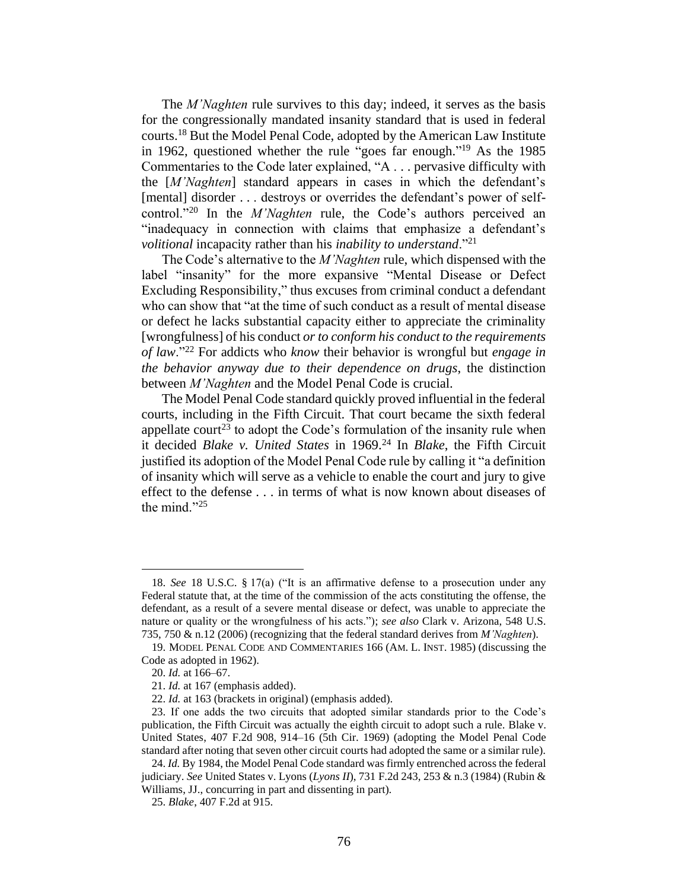The *M'Naghten* rule survives to this day; indeed, it serves as the basis for the congressionally mandated insanity standard that is used in federal courts.[18] But the Model Penal Code, adopted by the American Law Institute in 1962, questioned whether the rule "goes far enough."[19] As the 1985 Commentaries to the Code later explained, "A . . . pervasive difficulty with the [*M'Naghten*] standard appears in cases in which the defendant's [mental] disorder . . . destroys or overrides the defendant's power of self-control."[20] In the *M'Naghten* rule, the Code's authors perceived an "inadequacy in connection with claims that emphasize a defendant's *volitional* incapacity rather than his *inability to understand*."[21]

The Code's alternative to the *M'Naghten* rule, which dispensed with the label "insanity" for the more expansive "Mental Disease or Defect Excluding Responsibility," thus excuses from criminal conduct a defendant who can show that "at the time of such conduct as a result of mental disease or defect he lacks substantial capacity either to appreciate the criminality [wrongfulness] of his conduct *or to conform his conduct to the requirements of law*."[22] For addicts who *know* their behavior is wrongful but *engage in the behavior anyway due to their dependence on drugs*, the distinction between *M'Naghten* and the Model Penal Code is crucial.

The Model Penal Code standard quickly proved influential in the federal courts, including in the Fifth Circuit. That court became the sixth federal appellate court[23] to adopt the Code's formulation of the insanity rule when it decided *Blake v. United States* in 1969.[24] In *Blake*, the Fifth Circuit justified its adoption of the Model Penal Code rule by calling it "a definition of insanity which will serve as a vehicle to enable the court and jury to give effect to the defense . . . in terms of what is now known about diseases of the mind."[25]

---

18. *See* 18 U.S.C. § 17(a) ("It is an affirmative defense to a prosecution under any Federal statute that, at the time of the commission of the acts constituting the offense, the defendant, as a result of a severe mental disease or defect, was unable to appreciate the nature or quality or the wrongfulness of his acts."); *see also* Clark v. Arizona, 548 U.S. 735, 750 & n.12 (2006) (recognizing that the federal standard derives from *M'Naghten*).

19. MODEL PENAL CODE AND COMMENTARIES 166 (AM. L. INST. 1985) (discussing the Code as adopted in 1962).

20. *Id.* at 166–67.

21. *Id.* at 167 (emphasis added).

22. *Id.* at 163 (brackets in original) (emphasis added).

23. If one adds the two circuits that adopted similar standards prior to the Code's publication, the Fifth Circuit was actually the eighth circuit to adopt such a rule. Blake v. United States, 407 F.2d 908, 914–16 (5th Cir. 1969) (adopting the Model Penal Code standard after noting that seven other circuit courts had adopted the same or a similar rule).

24. *Id.* By 1984, the Model Penal Code standard was firmly entrenched across the federal judiciary. *See* United States v. Lyons (*Lyons II*), 731 F.2d 243, 253 & n.3 (1984) (Rubin & Williams, JJ., concurring in part and dissenting in part).

25. *Blake*, 407 F.2d at 915.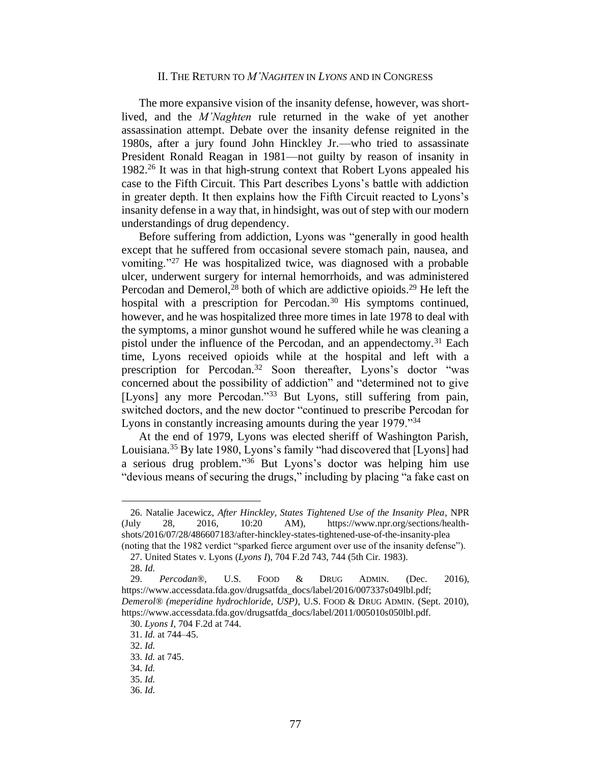## II. The Return to *M'Naghten* in *Lyons* and in Congress

The more expansive vision of the insanity defense, however, was short-lived, and the *M'Naghten* rule returned in the wake of yet another assassination attempt. Debate over the insanity defense reignited in the 1980s, after a jury found John Hinckley Jr.—who tried to assassinate President Ronald Reagan in 1981—not guilty by reason of insanity in 1982.[26] It was in that high-strung context that Robert Lyons appealed his case to the Fifth Circuit. This Part describes Lyons's battle with addiction in greater depth. It then explains how the Fifth Circuit reacted to Lyons's insanity defense in a way that, in hindsight, was out of step with our modern understandings of drug dependency.

Before suffering from addiction, Lyons was "generally in good health except that he suffered from occasional severe stomach pain, nausea, and vomiting."[27] He was hospitalized twice, was diagnosed with a probable ulcer, underwent surgery for internal hemorrhoids, and was administered Percodan and Demerol,[28] both of which are addictive opioids.[29] He left the hospital with a prescription for Percodan.[30] His symptoms continued, however, and he was hospitalized three more times in late 1978 to deal with the symptoms, a minor gunshot wound he suffered while he was cleaning a pistol under the influence of the Percodan, and an appendectomy.[31] Each time, Lyons received opioids while at the hospital and left with a prescription for Percodan.[32] Soon thereafter, Lyons's doctor "was concerned about the possibility of addiction" and "determined not to give [Lyons] any more Percodan."[33] But Lyons, still suffering from pain, switched doctors, and the new doctor "continued to prescribe Percodan for Lyons in constantly increasing amounts during the year 1979."[34]

At the end of 1979, Lyons was elected sheriff of Washington Parish, Louisiana.[35] By late 1980, Lyons's family "had discovered that [Lyons] had a serious drug problem."[36] But Lyons's doctor was helping him use "devious means of securing the drugs," including by placing "a fake cast on

---

26. Natalie Jacewicz, *After Hinckley, States Tightened Use of the Insanity Plea*, NPR (July 28, 2016, 10:20 AM), https://www.npr.org/sections/health-shots/2016/07/28/486607183/after-hinckley-states-tightened-use-of-the-insanity-plea (noting that the 1982 verdict "sparked fierce argument over use of the insanity defense").

27. United States v. Lyons (*Lyons I*), 704 F.2d 743, 744 (5th Cir. 1983).

28. *Id.*

29. *Percodan®*, U.S. Food & Drug Admin. (Dec. 2016), https://www.accessdata.fda.gov/drugsatfda_docs/label/2016/007337s049lbl.pdf; *Demerol® (meperidine hydrochloride, USP)*, U.S. Food & Drug Admin. (Sept. 2010), https://www.accessdata.fda.gov/drugsatfda_docs/label/2011/005010s050lbl.pdf.

30. *Lyons I*, 704 F.2d at 744.

31. *Id.* at 744–45.

32. *Id.*

33. *Id.* at 745.

34. *Id.*

35. *Id.*

36. *Id.*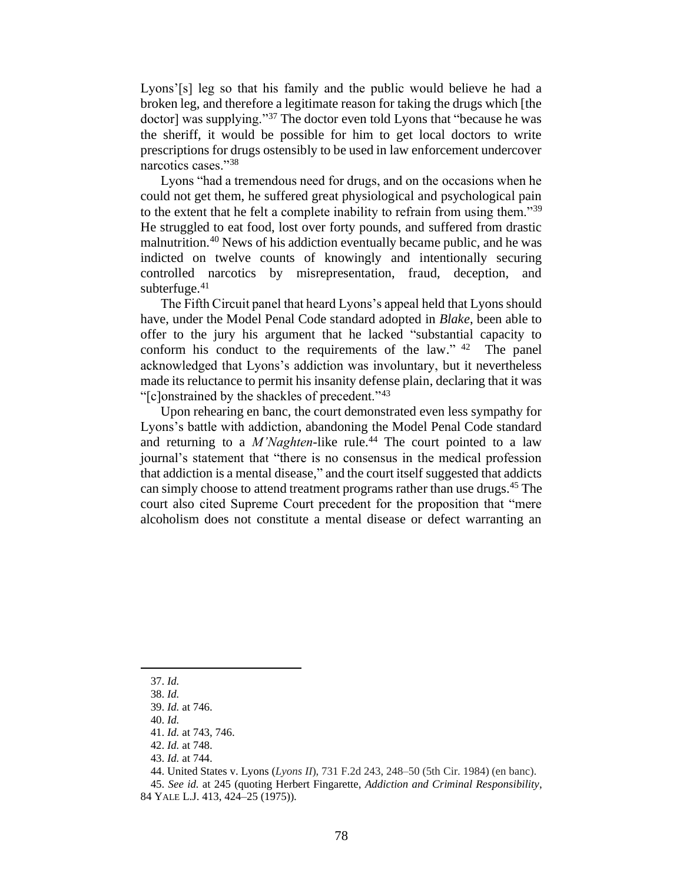Lyons'[s] leg so that his family and the public would believe he had a broken leg, and therefore a legitimate reason for taking the drugs which [the doctor] was supplying."[37] The doctor even told Lyons that "because he was the sheriff, it would be possible for him to get local doctors to write prescriptions for drugs ostensibly to be used in law enforcement undercover narcotics cases."[38]

Lyons "had a tremendous need for drugs, and on the occasions when he could not get them, he suffered great physiological and psychological pain to the extent that he felt a complete inability to refrain from using them."[39] He struggled to eat food, lost over forty pounds, and suffered from drastic malnutrition.[40] News of his addiction eventually became public, and he was indicted on twelve counts of knowingly and intentionally securing controlled narcotics by misrepresentation, fraud, deception, and subterfuge.[41]

The Fifth Circuit panel that heard Lyons's appeal held that Lyons should have, under the Model Penal Code standard adopted in *Blake*, been able to offer to the jury his argument that he lacked "substantial capacity to conform his conduct to the requirements of the law."[42] The panel acknowledged that Lyons's addiction was involuntary, but it nevertheless made its reluctance to permit his insanity defense plain, declaring that it was "[c]onstrained by the shackles of precedent."[43]

Upon rehearing en banc, the court demonstrated even less sympathy for Lyons's battle with addiction, abandoning the Model Penal Code standard and returning to a *M'Naghten*-like rule.[44] The court pointed to a law journal's statement that "there is no consensus in the medical profession that addiction is a mental disease," and the court itself suggested that addicts can simply choose to attend treatment programs rather than use drugs.[45] The court also cited Supreme Court precedent for the proposition that "mere alcoholism does not constitute a mental disease or defect warranting an

---

37. *Id.*
38. *Id.*
39. *Id.* at 746.
40. *Id.*
41. *Id.* at 743, 746.
42. *Id.* at 748.
43. *Id.* at 744.
44. United States v. Lyons (*Lyons II*), 731 F.2d 243, 248–50 (5th Cir. 1984) (en banc).
45. *See id.* at 245 (quoting Herbert Fingarette, *Addiction and Criminal Responsibility*, 84 YALE L.J. 413, 424–25 (1975)).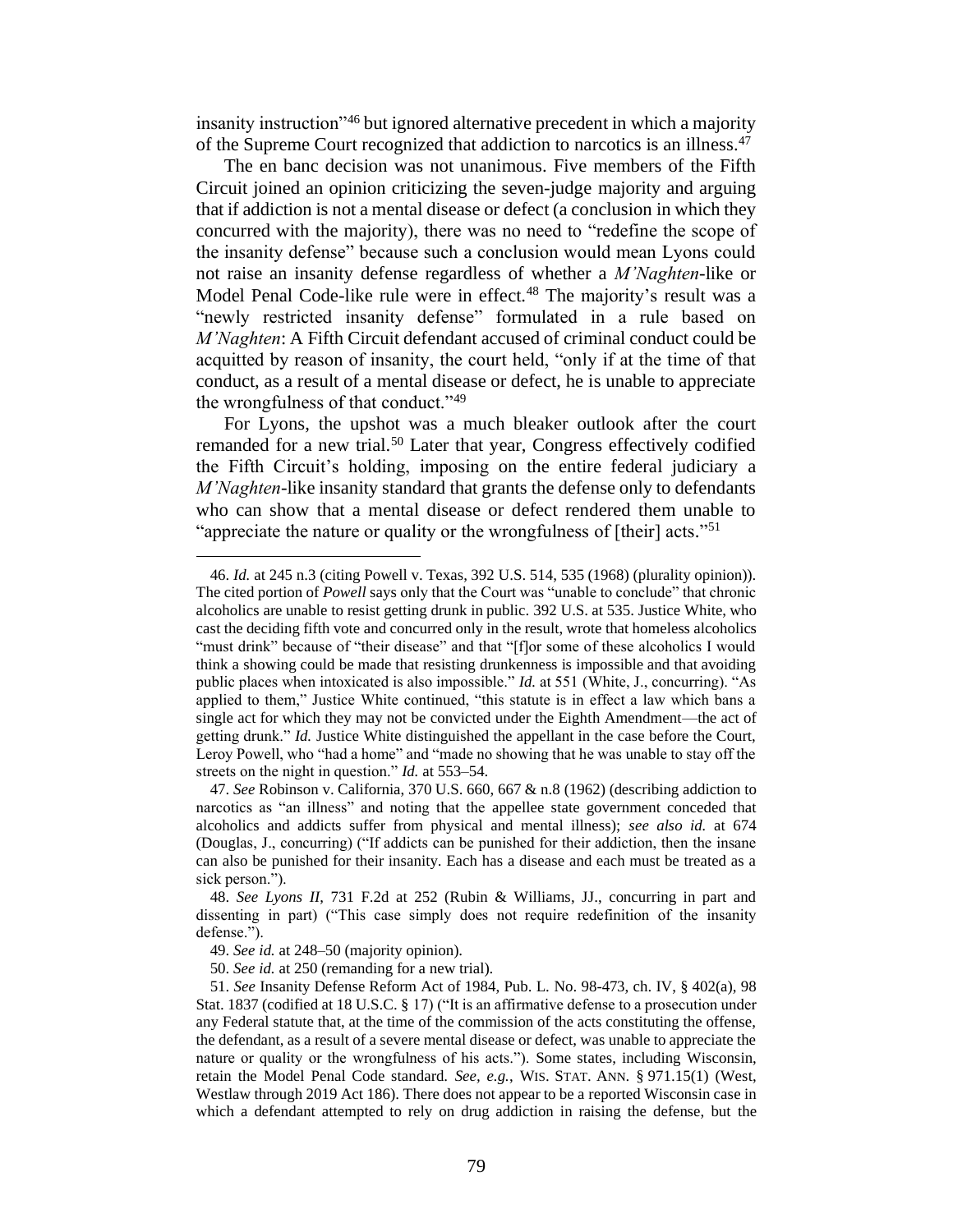insanity instruction"[46] but ignored alternative precedent in which a majority of the Supreme Court recognized that addiction to narcotics is an illness.[47]

The en banc decision was not unanimous. Five members of the Fifth Circuit joined an opinion criticizing the seven-judge majority and arguing that if addiction is not a mental disease or defect (a conclusion in which they concurred with the majority), there was no need to "redefine the scope of the insanity defense" because such a conclusion would mean Lyons could not raise an insanity defense regardless of whether a *M'Naghten*-like or Model Penal Code-like rule were in effect.[48] The majority's result was a "newly restricted insanity defense" formulated in a rule based on *M'Naghten*: A Fifth Circuit defendant accused of criminal conduct could be acquitted by reason of insanity, the court held, "only if at the time of that conduct, as a result of a mental disease or defect, he is unable to appreciate the wrongfulness of that conduct."[49]

For Lyons, the upshot was a much bleaker outlook after the court remanded for a new trial.[50] Later that year, Congress effectively codified the Fifth Circuit's holding, imposing on the entire federal judiciary a *M'Naghten*-like insanity standard that grants the defense only to defendants who can show that a mental disease or defect rendered them unable to "appreciate the nature or quality or the wrongfulness of [their] acts."[51]

---

46. *Id.* at 245 n.3 (citing Powell v. Texas, 392 U.S. 514, 535 (1968) (plurality opinion)). The cited portion of *Powell* says only that the Court was "unable to conclude" that chronic alcoholics are unable to resist getting drunk in public. 392 U.S. at 535. Justice White, who cast the deciding fifth vote and concurred only in the result, wrote that homeless alcoholics "must drink" because of "their disease" and that "[f]or some of these alcoholics I would think a showing could be made that resisting drunkenness is impossible and that avoiding public places when intoxicated is also impossible." *Id.* at 551 (White, J., concurring). "As applied to them," Justice White continued, "this statute is in effect a law which bans a single act for which they may not be convicted under the Eighth Amendment—the act of getting drunk." *Id.* Justice White distinguished the appellant in the case before the Court, Leroy Powell, who "had a home" and "made no showing that he was unable to stay off the streets on the night in question." *Id.* at 553–54.

47. *See* Robinson v. California, 370 U.S. 660, 667 & n.8 (1962) (describing addiction to narcotics as "an illness" and noting that the appellee state government conceded that alcoholics and addicts suffer from physical and mental illness); *see also id.* at 674 (Douglas, J., concurring) ("If addicts can be punished for their addiction, then the insane can also be punished for their insanity. Each has a disease and each must be treated as a sick person.").

48. *See Lyons II*, 731 F.2d at 252 (Rubin & Williams, JJ., concurring in part and dissenting in part) ("This case simply does not require redefinition of the insanity defense.").

49. *See id.* at 248–50 (majority opinion).

50. *See id.* at 250 (remanding for a new trial).

51. *See* Insanity Defense Reform Act of 1984, Pub. L. No. 98-473, ch. IV, § 402(a), 98 Stat. 1837 (codified at 18 U.S.C. § 17) ("It is an affirmative defense to a prosecution under any Federal statute that, at the time of the commission of the acts constituting the offense, the defendant, as a result of a severe mental disease or defect, was unable to appreciate the nature or quality or the wrongfulness of his acts."). Some states, including Wisconsin, retain the Model Penal Code standard. *See, e.g.*, WIS. STAT. ANN. § 971.15(1) (West, Westlaw through 2019 Act 186). There does not appear to be a reported Wisconsin case in which a defendant attempted to rely on drug addiction in raising the defense, but the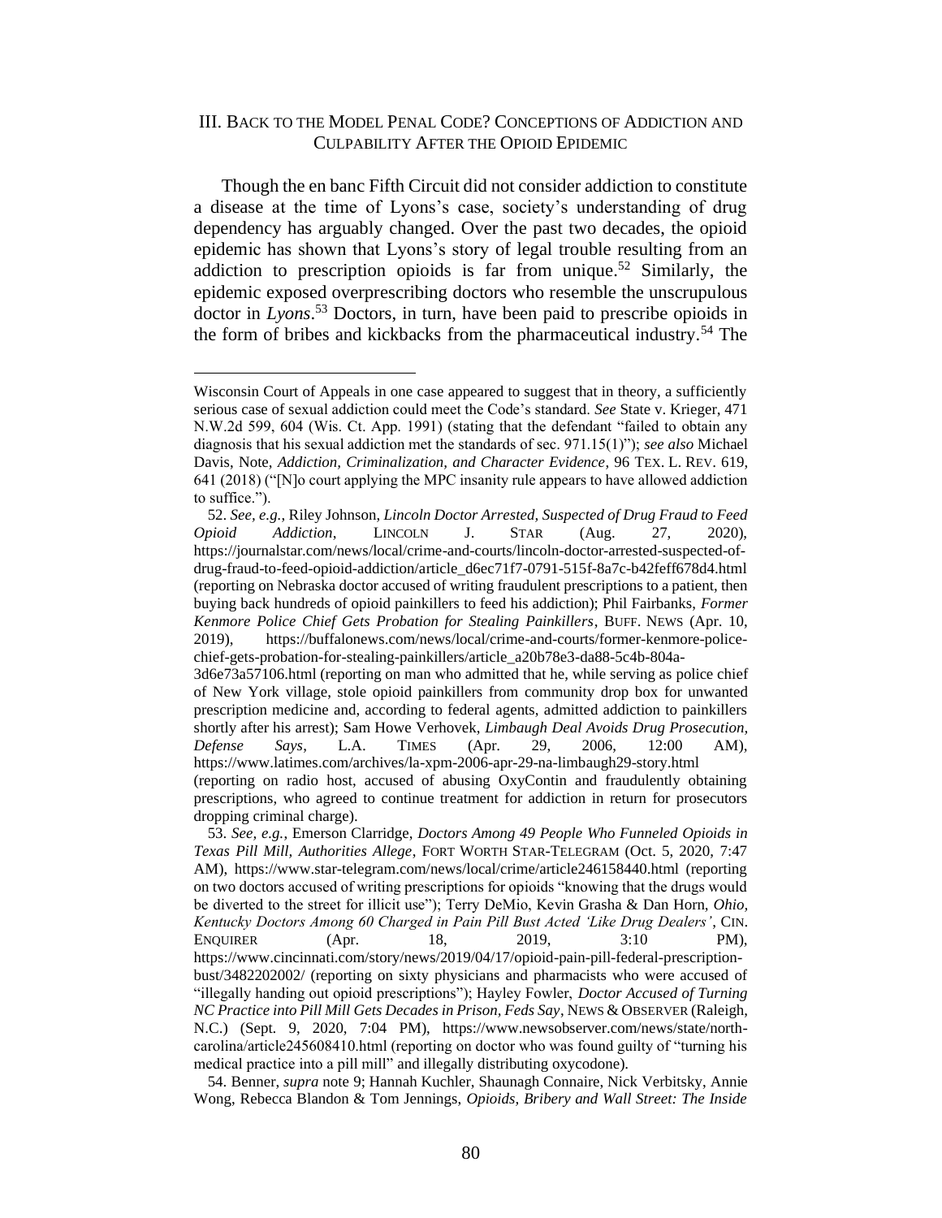## III. Back to the Model Penal Code? Conceptions of Addiction and Culpability After the Opioid Epidemic

Though the en banc Fifth Circuit did not consider addiction to constitute a disease at the time of Lyons's case, society's understanding of drug dependency has arguably changed. Over the past two decades, the opioid epidemic has shown that Lyons's story of legal trouble resulting from an addiction to prescription opioids is far from unique.[52] Similarly, the epidemic exposed overprescribing doctors who resemble the unscrupulous doctor in *Lyons*.[53] Doctors, in turn, have been paid to prescribe opioids in the form of bribes and kickbacks from the pharmaceutical industry.[54] The

---

Wisconsin Court of Appeals in one case appeared to suggest that in theory, a sufficiently serious case of sexual addiction could meet the Code's standard. *See* State v. Krieger, 471 N.W.2d 599, 604 (Wis. Ct. App. 1991) (stating that the defendant "failed to obtain any diagnosis that his sexual addiction met the standards of sec. 971.15(1)"); *see also* Michael Davis, Note, *Addiction, Criminalization, and Character Evidence*, 96 TEX. L. REV. 619, 641 (2018) ("[N]o court applying the MPC insanity rule appears to have allowed addiction to suffice.").

52. *See, e.g.*, Riley Johnson, *Lincoln Doctor Arrested, Suspected of Drug Fraud to Feed Opioid Addiction*, LINCOLN J. STAR (Aug. 27, 2020), https://journalstar.com/news/local/crime-and-courts/lincoln-doctor-arrested-suspected-of-drug-fraud-to-feed-opioid-addiction/article_d6ec71f7-0791-515f-8a7c-b42feff678d4.html (reporting on Nebraska doctor accused of writing fraudulent prescriptions to a patient, then buying back hundreds of opioid painkillers to feed his addiction); Phil Fairbanks, *Former Kenmore Police Chief Gets Probation for Stealing Painkillers*, BUFF. NEWS (Apr. 10, 2019), https://buffalonews.com/news/local/crime-and-courts/former-kenmore-police-chief-gets-probation-for-stealing-painkillers/article_a20b78e3-da88-5c4b-804a-3d6e73a57106.html (reporting on man who admitted that he, while serving as police chief of New York village, stole opioid painkillers from community drop box for unwanted prescription medicine and, according to federal agents, admitted addiction to painkillers shortly after his arrest); Sam Howe Verhovek, *Limbaugh Deal Avoids Drug Prosecution, Defense Says*, L.A. TIMES (Apr. 29, 2006, 12:00 AM), https://www.latimes.com/archives/la-xpm-2006-apr-29-na-limbaugh29-story.html (reporting on radio host, accused of abusing OxyContin and fraudulently obtaining prescriptions, who agreed to continue treatment for addiction in return for prosecutors dropping criminal charge).

53. *See, e.g.*, Emerson Clarridge, *Doctors Among 49 People Who Funneled Opioids in Texas Pill Mill, Authorities Allege*, FORT WORTH STAR-TELEGRAM (Oct. 5, 2020, 7:47 AM), https://www.star-telegram.com/news/local/crime/article246158440.html (reporting on two doctors accused of writing prescriptions for opioids "knowing that the drugs would be diverted to the street for illicit use"); Terry DeMio, Kevin Grasha & Dan Horn, *Ohio, Kentucky Doctors Among 60 Charged in Pain Pill Bust Acted 'Like Drug Dealers'*, CIN. ENQUIRER (Apr. 18, 2019, 3:10 PM), https://www.cincinnati.com/story/news/2019/04/17/opioid-pain-pill-federal-prescription-bust/3482202002/ (reporting on sixty physicians and pharmacists who were accused of "illegally handing out opioid prescriptions"); Hayley Fowler, *Doctor Accused of Turning NC Practice into Pill Mill Gets Decades in Prison, Feds Say*, NEWS & OBSERVER (Raleigh, N.C.) (Sept. 9, 2020, 7:04 PM), https://www.newsobserver.com/news/state/north-carolina/article245608410.html (reporting on doctor who was found guilty of "turning his medical practice into a pill mill" and illegally distributing oxycodone).

54. Benner, *supra* note 9; Hannah Kuchler, Shaunagh Connaire, Nick Verbitsky, Annie Wong, Rebecca Blandon & Tom Jennings, *Opioids, Bribery and Wall Street: The Inside*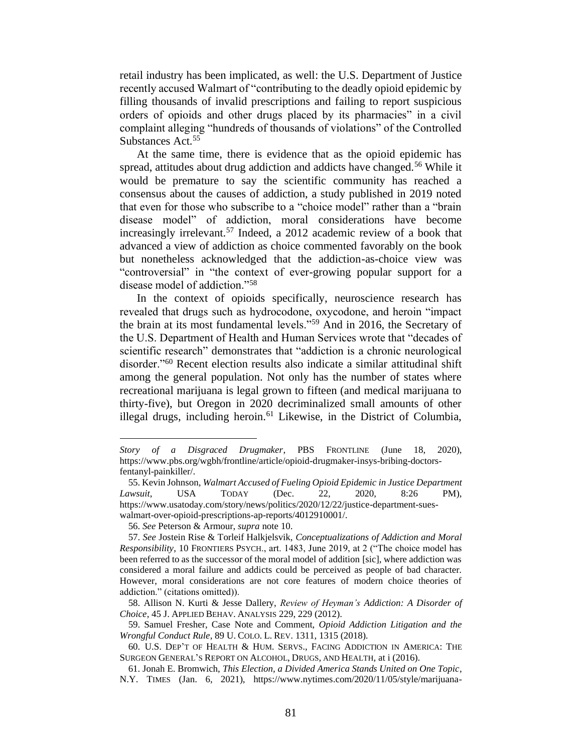retail industry has been implicated, as well: the U.S. Department of Justice recently accused Walmart of "contributing to the deadly opioid epidemic by filling thousands of invalid prescriptions and failing to report suspicious orders of opioids and other drugs placed by its pharmacies" in a civil complaint alleging "hundreds of thousands of violations" of the Controlled Substances Act.[55]

At the same time, there is evidence that as the opioid epidemic has spread, attitudes about drug addiction and addicts have changed.[56] While it would be premature to say the scientific community has reached a consensus about the causes of addiction, a study published in 2019 noted that even for those who subscribe to a "choice model" rather than a "brain disease model" of addiction, moral considerations have become increasingly irrelevant.[57] Indeed, a 2012 academic review of a book that advanced a view of addiction as choice commented favorably on the book but nonetheless acknowledged that the addiction-as-choice view was "controversial" in "the context of ever-growing popular support for a disease model of addiction."[58]

In the context of opioids specifically, neuroscience research has revealed that drugs such as hydrocodone, oxycodone, and heroin "impact the brain at its most fundamental levels."[59] And in 2016, the Secretary of the U.S. Department of Health and Human Services wrote that "decades of scientific research" demonstrates that "addiction is a chronic neurological disorder."[60] Recent election results also indicate a similar attitudinal shift among the general population. Not only has the number of states where recreational marijuana is legal grown to fifteen (and medical marijuana to thirty-five), but Oregon in 2020 decriminalized small amounts of other illegal drugs, including heroin.[61] Likewise, in the District of Columbia,

---

*Story of a Disgraced Drugmaker*, PBS FRONTLINE (June 18, 2020), https://www.pbs.org/wgbh/frontline/article/opioid-drugmaker-insys-bribing-doctors-fentanyl-painkiller/.

55. Kevin Johnson, *Walmart Accused of Fueling Opioid Epidemic in Justice Department Lawsuit*, USA TODAY (Dec. 22, 2020, 8:26 PM), https://www.usatoday.com/story/news/politics/2020/12/22/justice-department-sues-walmart-over-opioid-prescriptions-ap-reports/4012910001/.

56. *See* Peterson & Armour, *supra* note 10.

57. *See* Jostein Rise & Torleif Halkjelsvik, *Conceptualizations of Addiction and Moral Responsibility*, 10 FRONTIERS PSYCH., art. 1483, June 2019, at 2 ("The choice model has been referred to as the successor of the moral model of addition [sic], where addiction was considered a moral failure and addicts could be perceived as people of bad character. However, moral considerations are not core features of modern choice theories of addiction." (citations omitted)).

58. Allison N. Kurti & Jesse Dallery, *Review of Heyman's Addiction: A Disorder of Choice*, 45 J. APPLIED BEHAV. ANALYSIS 229, 229 (2012).

59. Samuel Fresher, Case Note and Comment, *Opioid Addiction Litigation and the Wrongful Conduct Rule*, 89 U. COLO. L. REV. 1311, 1315 (2018).

60. U.S. DEP'T OF HEALTH & HUM. SERVS., FACING ADDICTION IN AMERICA: THE SURGEON GENERAL'S REPORT ON ALCOHOL, DRUGS, AND HEALTH, at i (2016).

61. Jonah E. Bromwich, *This Election, a Divided America Stands United on One Topic*, N.Y. TIMES (Jan. 6, 2021), https://www.nytimes.com/2020/11/05/style/marijuana-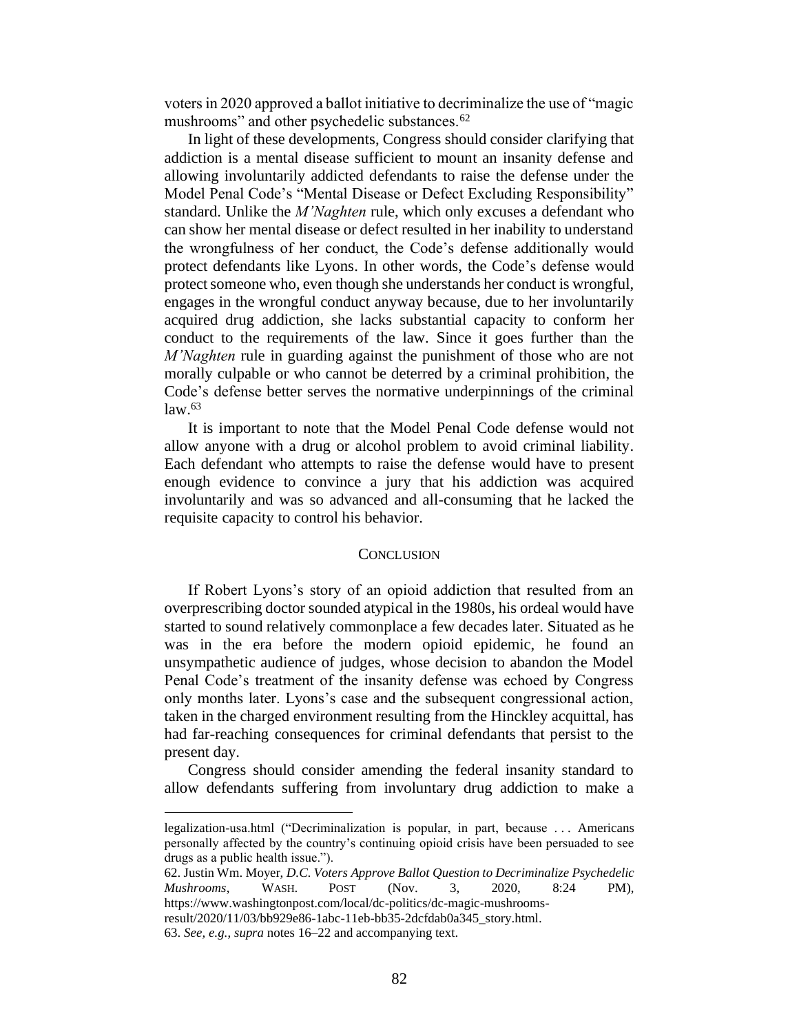voters in 2020 approved a ballot initiative to decriminalize the use of "magic mushrooms" and other psychedelic substances.[62]

In light of these developments, Congress should consider clarifying that addiction is a mental disease sufficient to mount an insanity defense and allowing involuntarily addicted defendants to raise the defense under the Model Penal Code's "Mental Disease or Defect Excluding Responsibility" standard. Unlike the *M'Naghten* rule, which only excuses a defendant who can show her mental disease or defect resulted in her inability to understand the wrongfulness of her conduct, the Code's defense additionally would protect defendants like Lyons. In other words, the Code's defense would protect someone who, even though she understands her conduct is wrongful, engages in the wrongful conduct anyway because, due to her involuntarily acquired drug addiction, she lacks substantial capacity to conform her conduct to the requirements of the law. Since it goes further than the *M'Naghten* rule in guarding against the punishment of those who are not morally culpable or who cannot be deterred by a criminal prohibition, the Code's defense better serves the normative underpinnings of the criminal law.[63]

It is important to note that the Model Penal Code defense would not allow anyone with a drug or alcohol problem to avoid criminal liability. Each defendant who attempts to raise the defense would have to present enough evidence to convince a jury that his addiction was acquired involuntarily and was so advanced and all-consuming that he lacked the requisite capacity to control his behavior.

## CONCLUSION

If Robert Lyons's story of an opioid addiction that resulted from an overprescribing doctor sounded atypical in the 1980s, his ordeal would have started to sound relatively commonplace a few decades later. Situated as he was in the era before the modern opioid epidemic, he found an unsympathetic audience of judges, whose decision to abandon the Model Penal Code's treatment of the insanity defense was echoed by Congress only months later. Lyons's case and the subsequent congressional action, taken in the charged environment resulting from the Hinckley acquittal, has had far-reaching consequences for criminal defendants that persist to the present day.

Congress should consider amending the federal insanity standard to allow defendants suffering from involuntary drug addiction to make a

---

legalization-usa.html ("Decriminalization is popular, in part, because . . . Americans personally affected by the country's continuing opioid crisis have been persuaded to see drugs as a public health issue.").

62. Justin Wm. Moyer, *D.C. Voters Approve Ballot Question to Decriminalize Psychedelic Mushrooms*, WASH. POST (Nov. 3, 2020, 8:24 PM), https://www.washingtonpost.com/local/dc-politics/dc-magic-mushrooms-result/2020/11/03/bb929e86-1abc-11eb-bb35-2dcfdab0a345_story.html.

63. *See, e.g.*, *supra* notes 16–22 and accompanying text.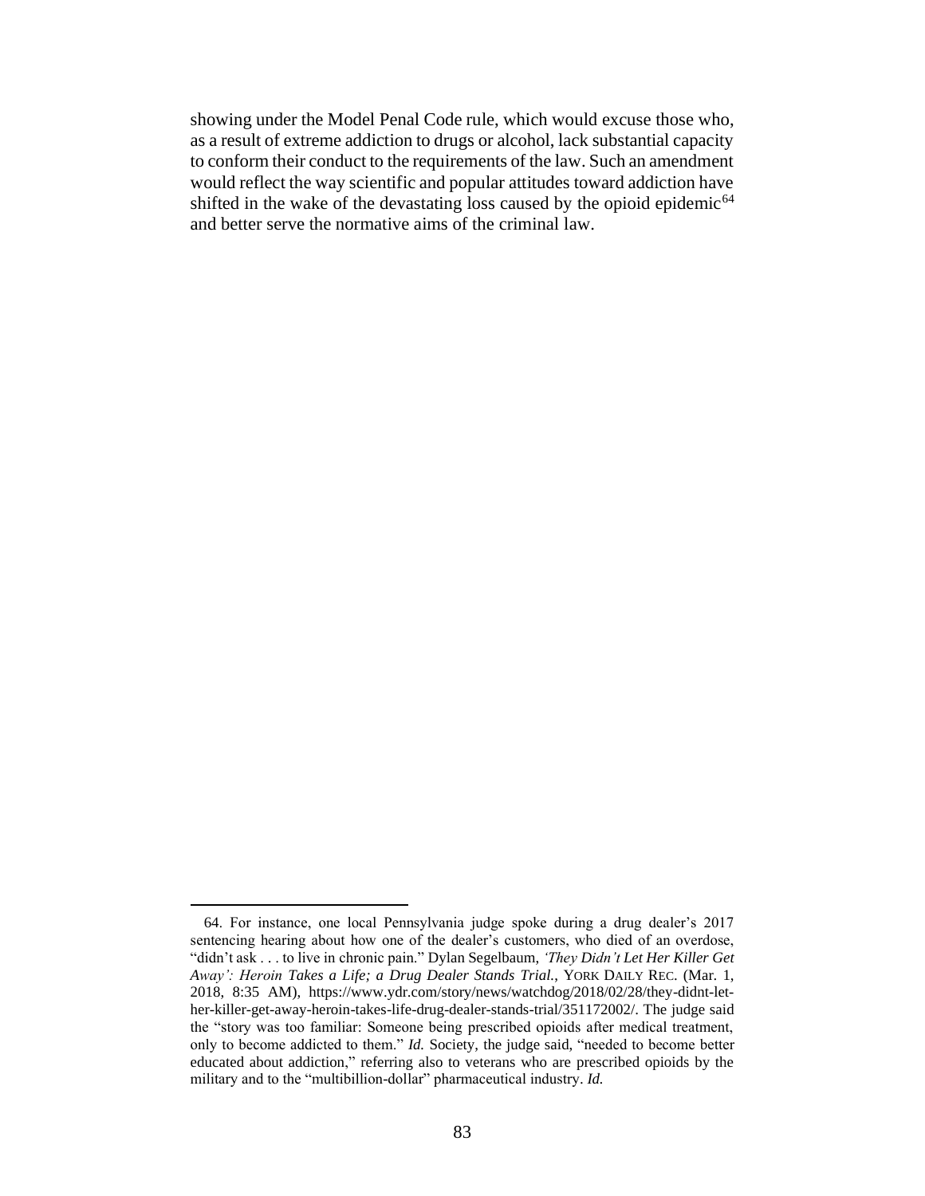showing under the Model Penal Code rule, which would excuse those who, as a result of extreme addiction to drugs or alcohol, lack substantial capacity to conform their conduct to the requirements of the law. Such an amendment would reflect the way scientific and popular attitudes toward addiction have shifted in the wake of the devastating loss caused by the opioid epidemic[64] and better serve the normative aims of the criminal law.

---

64. For instance, one local Pennsylvania judge spoke during a drug dealer's 2017 sentencing hearing about how one of the dealer's customers, who died of an overdose, "didn't ask . . . to live in chronic pain." Dylan Segelbaum, *'They Didn't Let Her Killer Get Away': Heroin Takes a Life; a Drug Dealer Stands Trial.*, YORK DAILY REC. (Mar. 1, 2018, 8:35 AM), https://www.ydr.com/story/news/watchdog/2018/02/28/they-didnt-let-her-killer-get-away-heroin-takes-life-drug-dealer-stands-trial/351172002/. The judge said the "story was too familiar: Someone being prescribed opioids after medical treatment, only to become addicted to them." *Id.* Society, the judge said, "needed to become better educated about addiction," referring also to veterans who are prescribed opioids by the military and to the "multibillion-dollar" pharmaceutical industry. *Id.*